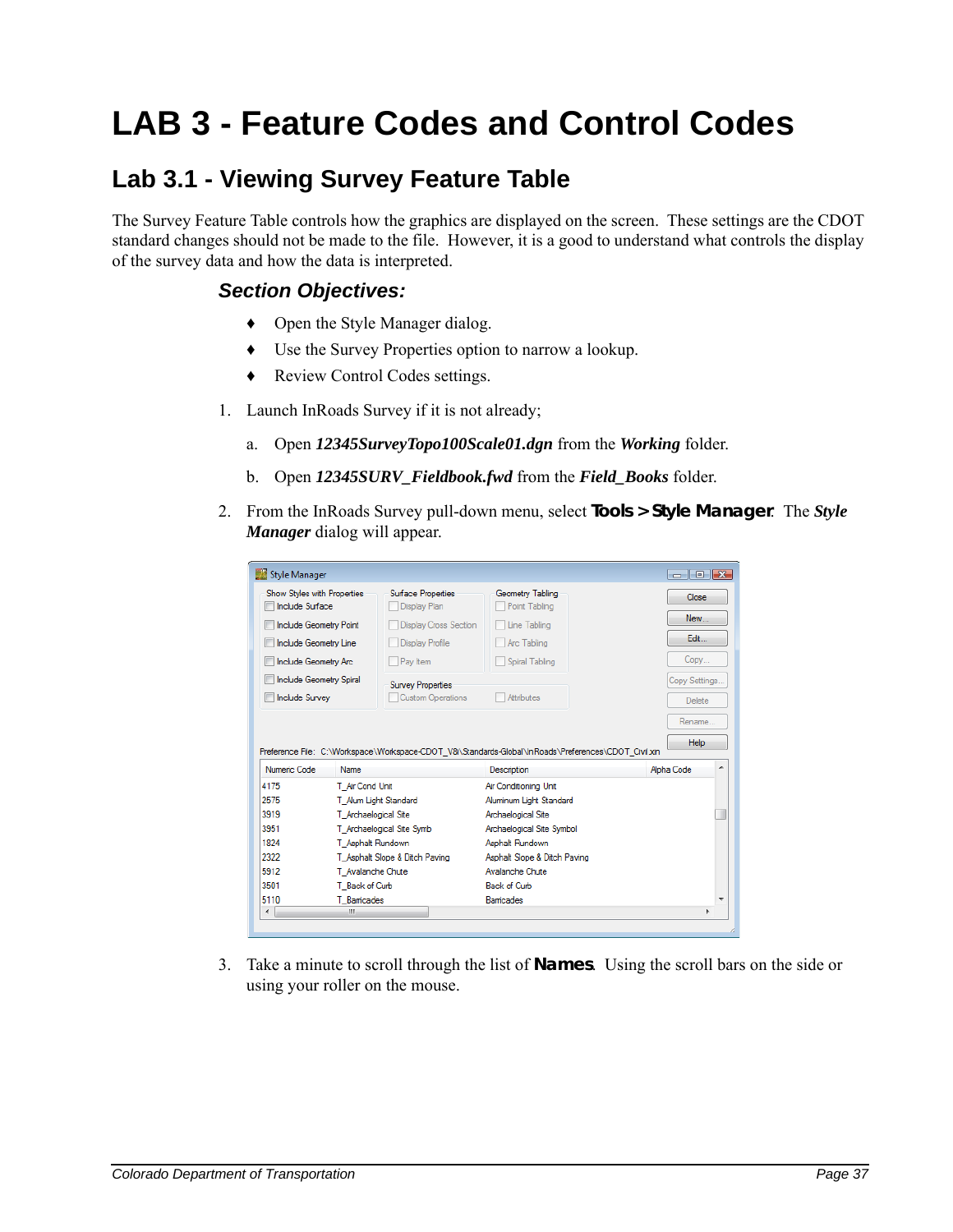# LAB 3 - Feature Codes and Control Codes

## Lab 3.1 - Viewing Survey Feature Table

The Survey Feature Table controls how the graphics are displayed on the screen. These settings are the CDOT standard changes should not be made to the file. However, it is a good to understand what controls the display of the survey data and how the data is interpreted.

### *Section Objectives:*

- Open the Style Manager dialog.
- Use the Survey Properties option to narrow a lookup.
- Review Control Codes settings.

1. Launch InRoads Survey if it is not already;

   a. Open ***12345SurveyTopo100Scale01.dgn*** from the ***Working*** folder.

   b. Open ***12345SURV_Fieldbook.fwd*** from the ***Field_Books*** folder.

2. From the InRoads Survey pull-down menu, select **Tools > Style Manager**. The ***Style Manager*** dialog will appear.

3. Take a minute to scroll through the list of **Names**. Using the scroll bars on the side or using your roller on the mouse.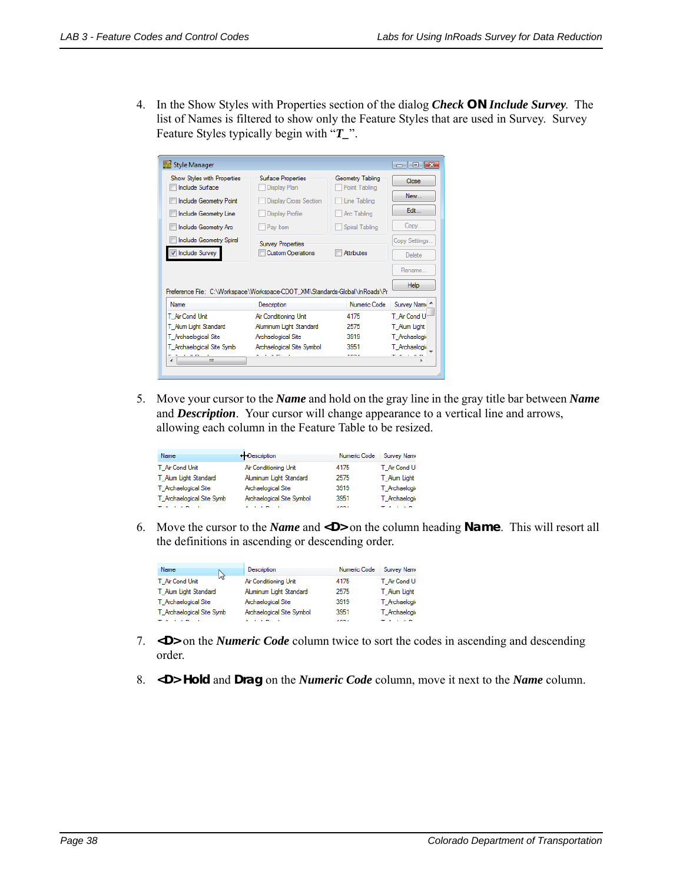4. In the Show Styles with Properties section of the dialog ***Check*** **ON** ***Include Survey***. The list of Names is filtered to show only the Feature Styles that are used in Survey. Survey Feature Styles typically begin with "***T_***".

5. Move your cursor to the ***Name*** and hold on the gray line in the gray title bar between ***Name*** and ***Description***. Your cursor will change appearance to a vertical line and arrows, allowing each column in the Feature Table to be resized.

6. Move the cursor to the ***Name*** and **<D>** on the column heading **Name**. This will resort all the definitions in ascending or descending order.

7. **<D>** on the ***Numeric Code*** column twice to sort the codes in ascending and descending order.

8. **<D> Hold** and **Drag** on the ***Numeric Code*** column, move it next to the ***Name*** column.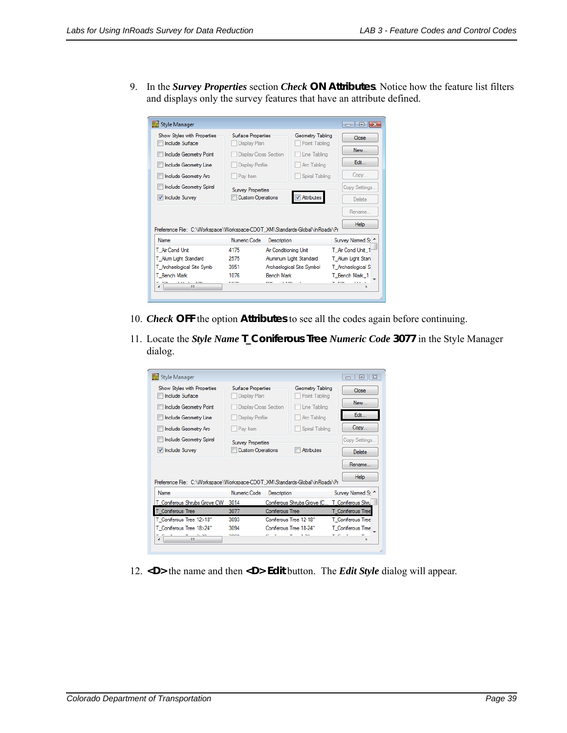9. In the ***Survey Properties*** section ***Check* ON Attributes**. Notice how the feature list filters and displays only the survey features that have an attribute defined.

10. ***Check* OFF** the option **Attributes** to see all the codes again before continuing.

11. Locate the ***Style Name* T_Coniferous Tree *Numeric Code* 3077** in the Style Manager dialog.

12. **<D>** the name and then **<D> Edit** button. The ***Edit Style*** dialog will appear.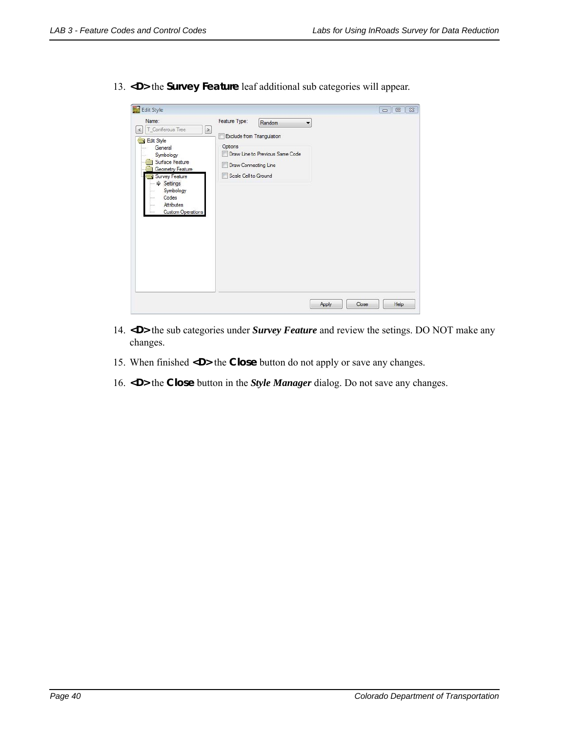13. **<D>** the **Survey Feature** leaf additional sub categories will appear.

14. **<D>** the sub categories under ***Survey Feature*** and review the setings. DO NOT make any changes.

15. When finished **<D>** the **Close** button do not apply or save any changes.

16. **<D>** the **Close** button in the ***Style Manager*** dialog. Do not save any changes.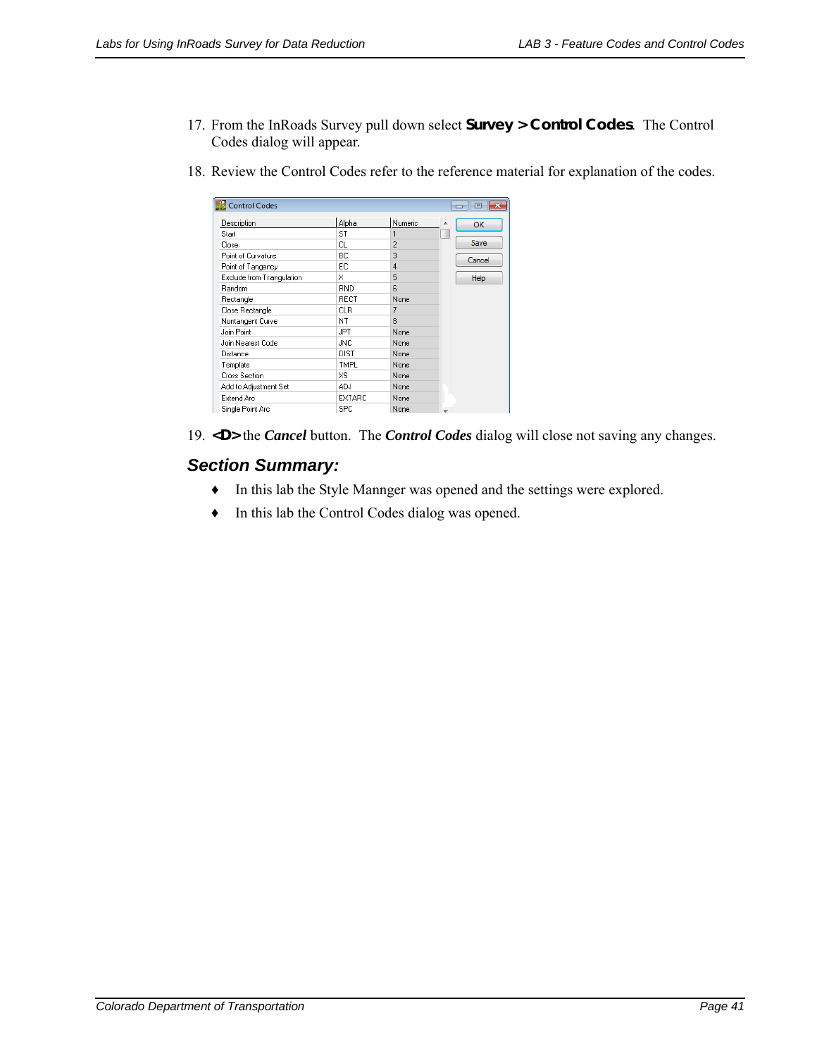17. From the InRoads Survey pull down select **Survey > Control Codes**. The Control Codes dialog will appear.

18. Review the Control Codes refer to the reference material for explanation of the codes.

Control Codes

| Description | Alpha | Numeric |
|---|---|---|
| Start | ST | 1 |
| Close | CL | 2 |
| Point of Curvature | BC | 3 |
| Point of Tangency | EC | 4 |
| Exclude from Triangulation | X | 5 |
| Random | RND | 6 |
| Rectangle | RECT | None |
| Close Rectangle | CLR | 7 |
| Nontangent Curve | NT | 8 |
| Join Point | JPT | None |
| Join Nearest Code | JNC | None |
| Distance | DIST | None |
| Template | TMPL | None |
| Cross Section | XS | None |
| Add to Adjustment Set | ADJ | None |
| Extend Arc | EXTARC | None |
| Single Point Arc | SPC | None |

OK | Save | Cancel | Help

19. **<D>** the ***Cancel*** button. The ***Control Codes*** dialog will close not saving any changes.

## *Section Summary:*

- In this lab the Style Mannger was opened and the settings were explored.
- In this lab the Control Codes dialog was opened.